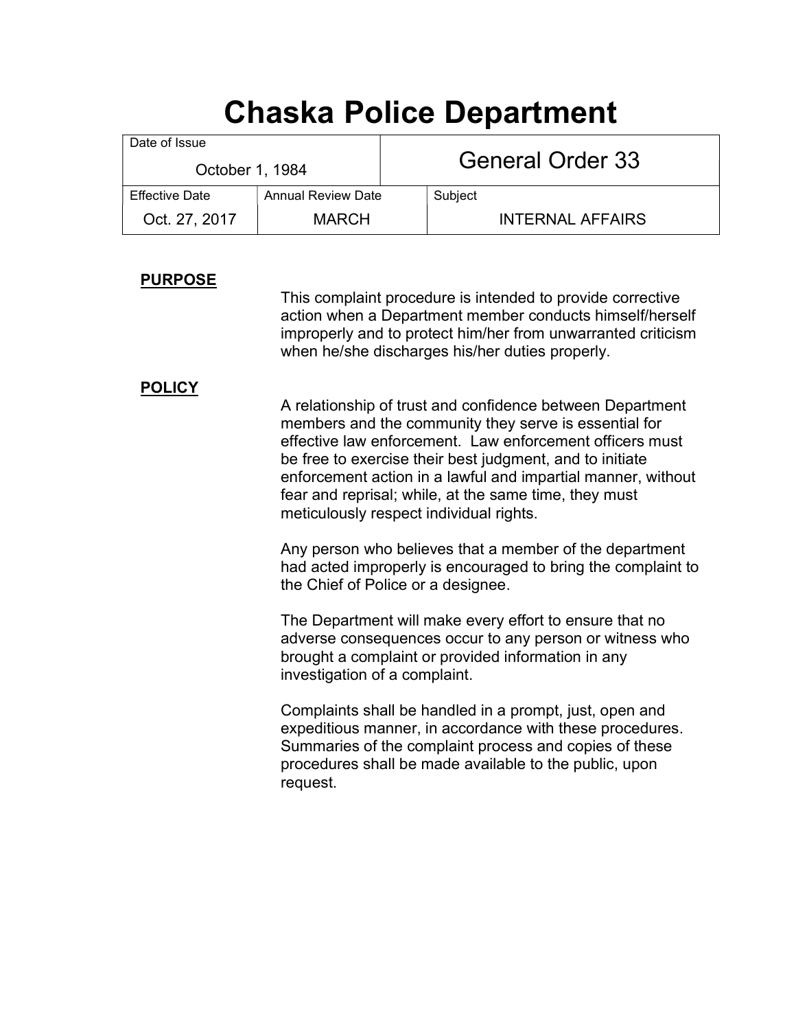# Chaska Police Department

| Date of Issue | | General Order 33 |
|---|---|---|
| October 1, 1984 | | |
| **Effective Date** | **Annual Review Date** | **Subject** |
| Oct. 27, 2017 | MARCH | INTERNAL AFFAIRS |

**PURPOSE**

This complaint procedure is intended to provide corrective action when a Department member conducts himself/herself improperly and to protect him/her from unwarranted criticism when he/she discharges his/her duties properly.

**POLICY**

A relationship of trust and confidence between Department members and the community they serve is essential for effective law enforcement. Law enforcement officers must be free to exercise their best judgment, and to initiate enforcement action in a lawful and impartial manner, without fear and reprisal; while, at the same time, they must meticulously respect individual rights.

Any person who believes that a member of the department had acted improperly is encouraged to bring the complaint to the Chief of Police or a designee.

The Department will make every effort to ensure that no adverse consequences occur to any person or witness who brought a complaint or provided information in any investigation of a complaint.

Complaints shall be handled in a prompt, just, open and expeditious manner, in accordance with these procedures. Summaries of the complaint process and copies of these procedures shall be made available to the public, upon request.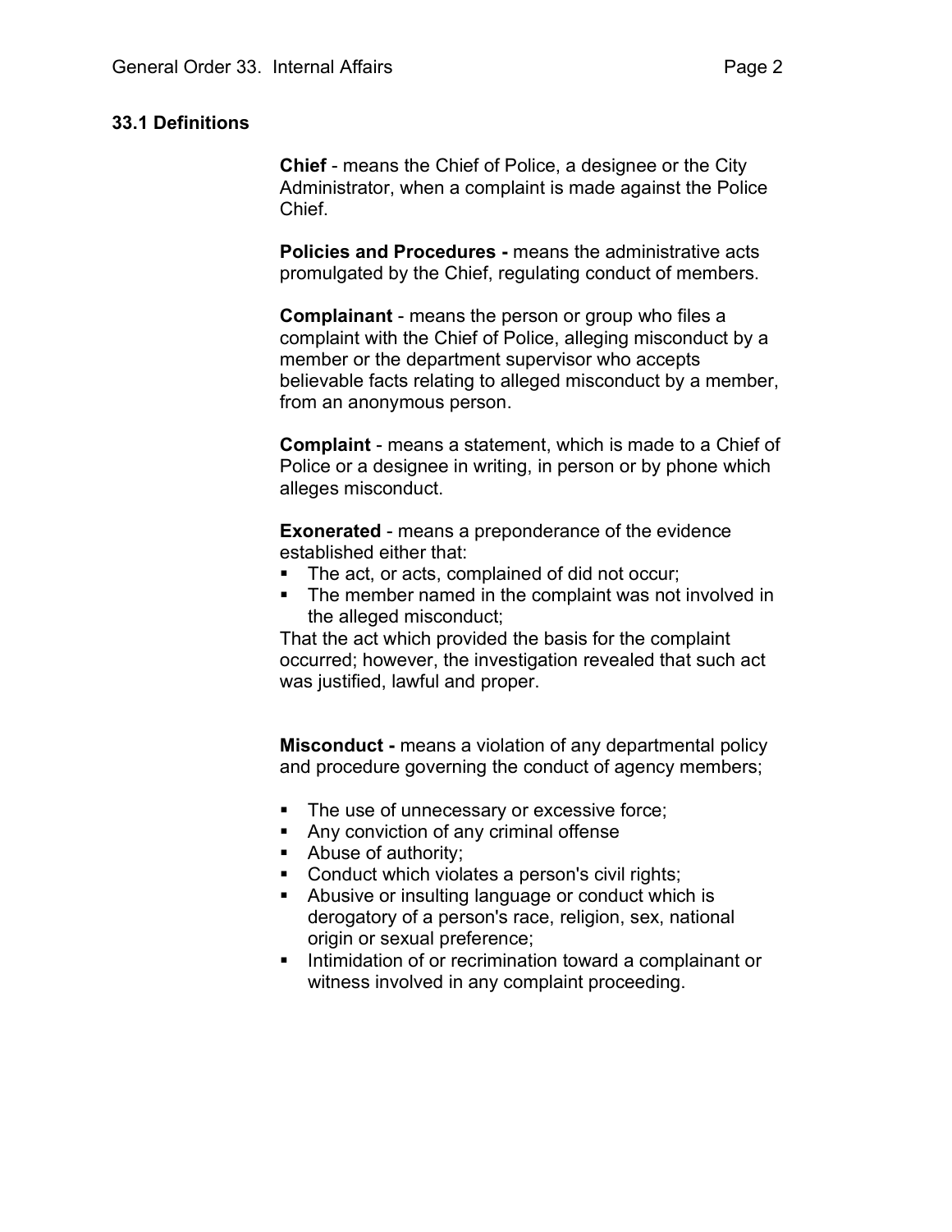### 33.1 Definitions

**Chief** - means the Chief of Police, a designee or the City Administrator, when a complaint is made against the Police Chief.

**Policies and Procedures -** means the administrative acts promulgated by the Chief, regulating conduct of members.

**Complainant** - means the person or group who files a complaint with the Chief of Police, alleging misconduct by a member or the department supervisor who accepts believable facts relating to alleged misconduct by a member, from an anonymous person.

**Complaint** - means a statement, which is made to a Chief of Police or a designee in writing, in person or by phone which alleges misconduct.

**Exonerated** - means a preponderance of the evidence established either that:

- The act, or acts, complained of did not occur;
- The member named in the complaint was not involved in the alleged misconduct;

That the act which provided the basis for the complaint occurred; however, the investigation revealed that such act was justified, lawful and proper.

**Misconduct -** means a violation of any departmental policy and procedure governing the conduct of agency members;

- The use of unnecessary or excessive force;
- Any conviction of any criminal offense
- Abuse of authority;
- Conduct which violates a person's civil rights;
- Abusive or insulting language or conduct which is derogatory of a person's race, religion, sex, national origin or sexual preference;
- Intimidation of or recrimination toward a complainant or witness involved in any complaint proceeding.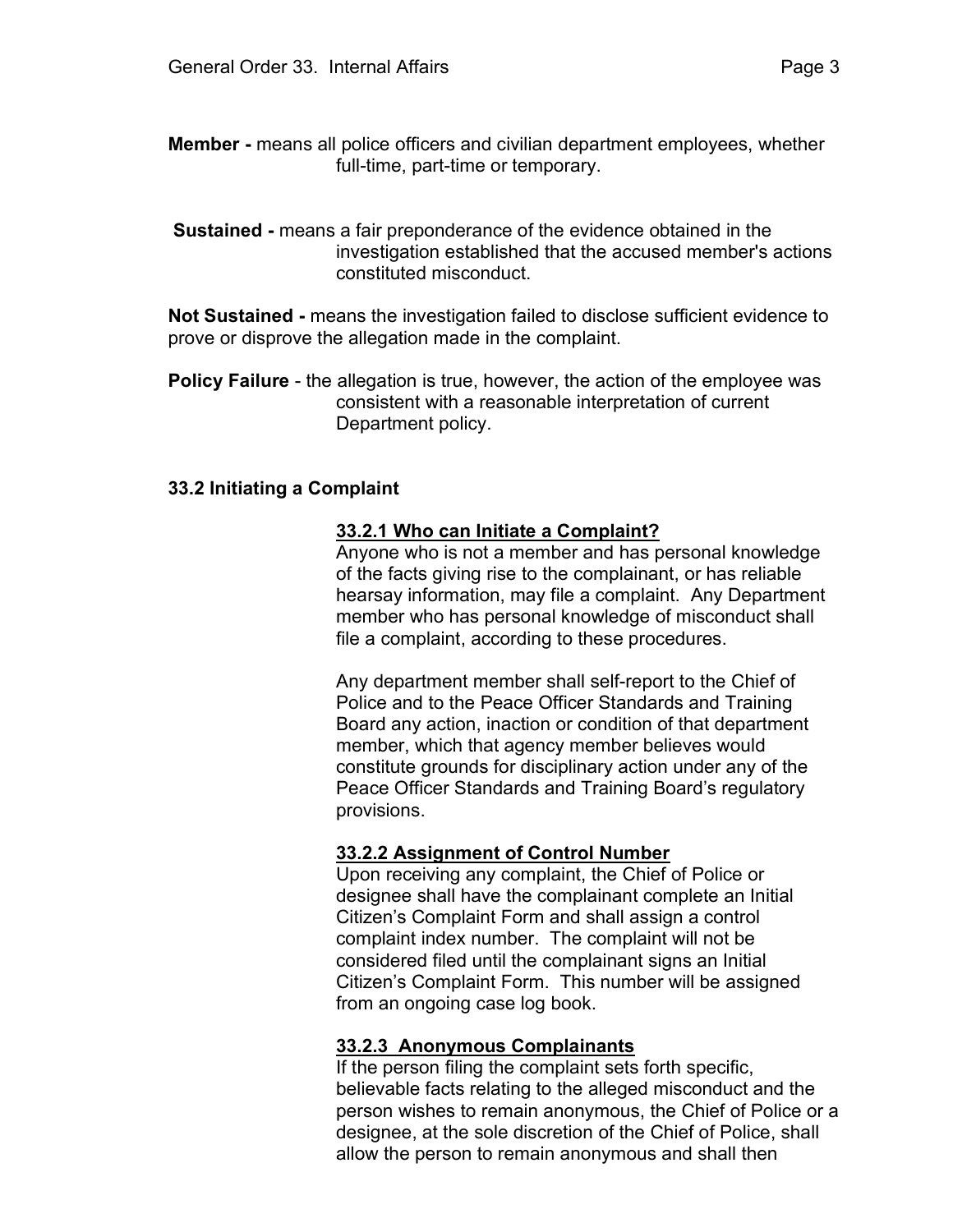**Member -** means all police officers and civilian department employees, whether full-time, part-time or temporary.

**Sustained -** means a fair preponderance of the evidence obtained in the investigation established that the accused member's actions constituted misconduct.

**Not Sustained -** means the investigation failed to disclose sufficient evidence to prove or disprove the allegation made in the complaint.

**Policy Failure** - the allegation is true, however, the action of the employee was consistent with a reasonable interpretation of current Department policy.

## 33.2 Initiating a Complaint

### 33.2.1 Who can Initiate a Complaint?

Anyone who is not a member and has personal knowledge of the facts giving rise to the complainant, or has reliable hearsay information, may file a complaint. Any Department member who has personal knowledge of misconduct shall file a complaint, according to these procedures.

Any department member shall self-report to the Chief of Police and to the Peace Officer Standards and Training Board any action, inaction or condition of that department member, which that agency member believes would constitute grounds for disciplinary action under any of the Peace Officer Standards and Training Board's regulatory provisions.

### 33.2.2 Assignment of Control Number

Upon receiving any complaint, the Chief of Police or designee shall have the complainant complete an Initial Citizen's Complaint Form and shall assign a control complaint index number. The complaint will not be considered filed until the complainant signs an Initial Citizen's Complaint Form. This number will be assigned from an ongoing case log book.

### 33.2.3 Anonymous Complainants

If the person filing the complaint sets forth specific, believable facts relating to the alleged misconduct and the person wishes to remain anonymous, the Chief of Police or a designee, at the sole discretion of the Chief of Police, shall allow the person to remain anonymous and shall then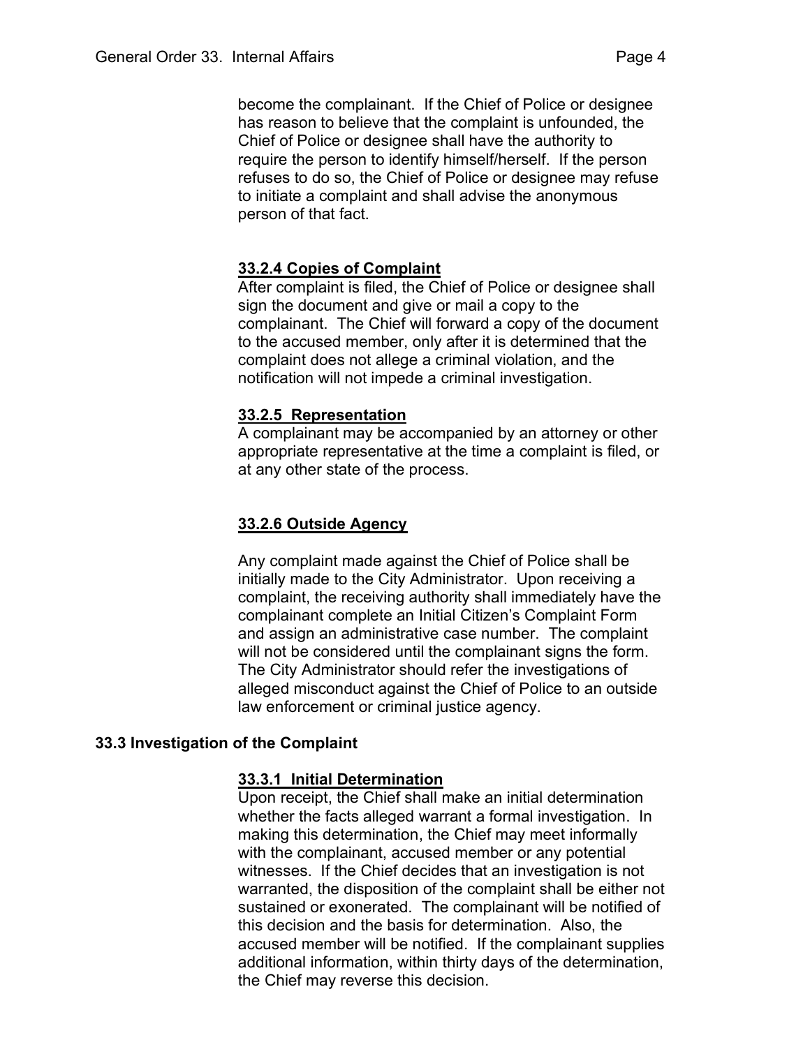become the complainant. If the Chief of Police or designee has reason to believe that the complaint is unfounded, the Chief of Police or designee shall have the authority to require the person to identify himself/herself. If the person refuses to do so, the Chief of Police or designee may refuse to initiate a complaint and shall advise the anonymous person of that fact.

#### 33.2.4 Copies of Complaint

After complaint is filed, the Chief of Police or designee shall sign the document and give or mail a copy to the complainant. The Chief will forward a copy of the document to the accused member, only after it is determined that the complaint does not allege a criminal violation, and the notification will not impede a criminal investigation.

#### 33.2.5 Representation

A complainant may be accompanied by an attorney or other appropriate representative at the time a complaint is filed, or at any other state of the process.

#### 33.2.6 Outside Agency

Any complaint made against the Chief of Police shall be initially made to the City Administrator. Upon receiving a complaint, the receiving authority shall immediately have the complainant complete an Initial Citizen's Complaint Form and assign an administrative case number. The complaint will not be considered until the complainant signs the form. The City Administrator should refer the investigations of alleged misconduct against the Chief of Police to an outside law enforcement or criminal justice agency.

### 33.3 Investigation of the Complaint

#### 33.3.1 Initial Determination

Upon receipt, the Chief shall make an initial determination whether the facts alleged warrant a formal investigation. In making this determination, the Chief may meet informally with the complainant, accused member or any potential witnesses. If the Chief decides that an investigation is not warranted, the disposition of the complaint shall be either not sustained or exonerated. The complainant will be notified of this decision and the basis for determination. Also, the accused member will be notified. If the complainant supplies additional information, within thirty days of the determination, the Chief may reverse this decision.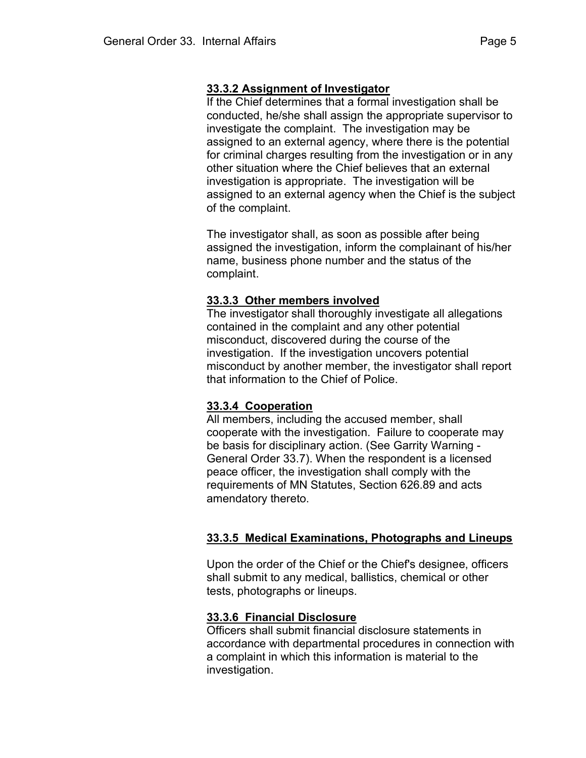### 33.3.2 Assignment of Investigator

If the Chief determines that a formal investigation shall be conducted, he/she shall assign the appropriate supervisor to investigate the complaint. The investigation may be assigned to an external agency, where there is the potential for criminal charges resulting from the investigation or in any other situation where the Chief believes that an external investigation is appropriate. The investigation will be assigned to an external agency when the Chief is the subject of the complaint.

The investigator shall, as soon as possible after being assigned the investigation, inform the complainant of his/her name, business phone number and the status of the complaint.

### 33.3.3 Other members involved

The investigator shall thoroughly investigate all allegations contained in the complaint and any other potential misconduct, discovered during the course of the investigation. If the investigation uncovers potential misconduct by another member, the investigator shall report that information to the Chief of Police.

### 33.3.4 Cooperation

All members, including the accused member, shall cooperate with the investigation. Failure to cooperate may be basis for disciplinary action. (See Garrity Warning - General Order 33.7). When the respondent is a licensed peace officer, the investigation shall comply with the requirements of MN Statutes, Section 626.89 and acts amendatory thereto.

### 33.3.5 Medical Examinations, Photographs and Lineups

Upon the order of the Chief or the Chief's designee, officers shall submit to any medical, ballistics, chemical or other tests, photographs or lineups.

### 33.3.6 Financial Disclosure

Officers shall submit financial disclosure statements in accordance with departmental procedures in connection with a complaint in which this information is material to the investigation.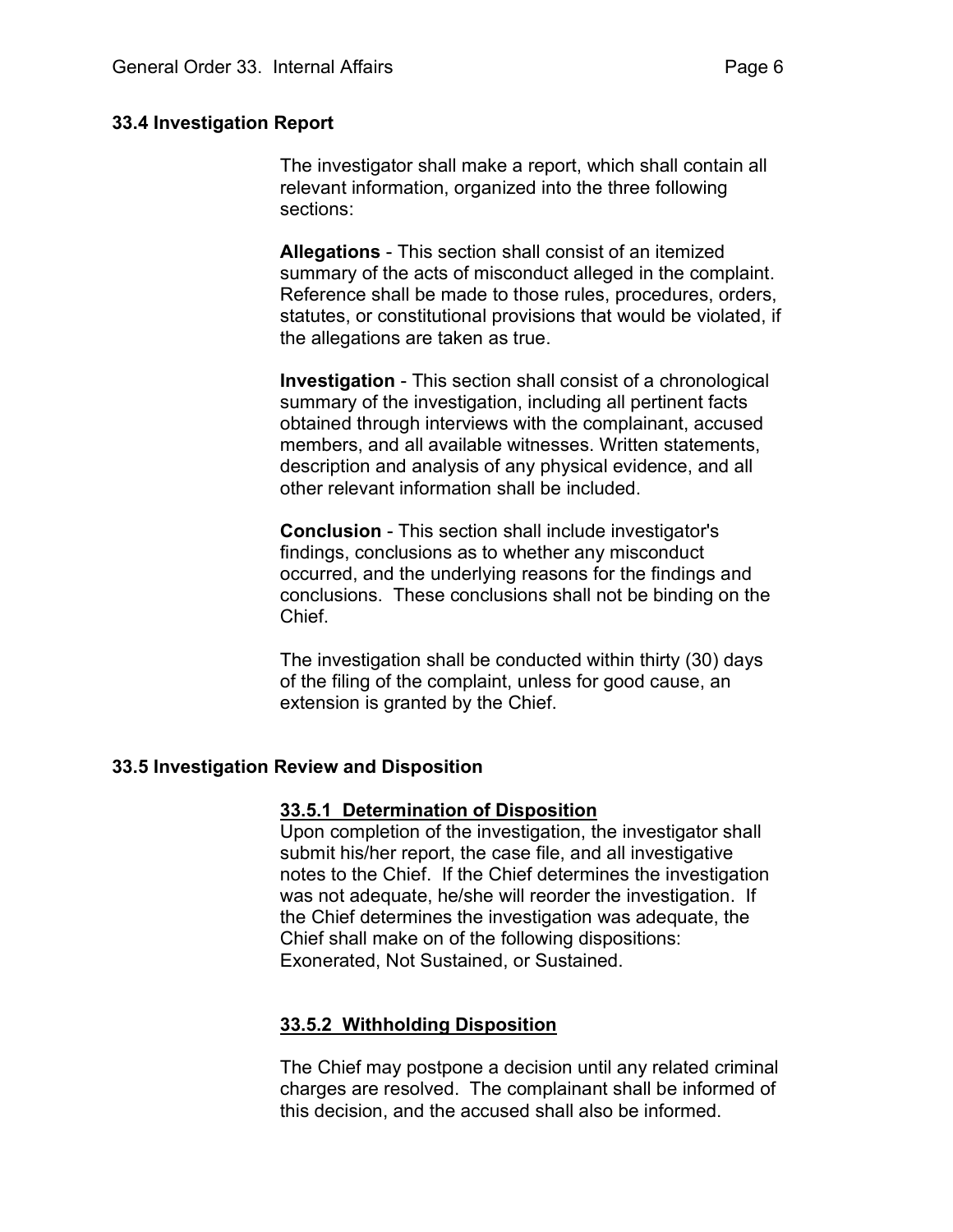## 33.4 Investigation Report

The investigator shall make a report, which shall contain all relevant information, organized into the three following sections:

**Allegations** - This section shall consist of an itemized summary of the acts of misconduct alleged in the complaint. Reference shall be made to those rules, procedures, orders, statutes, or constitutional provisions that would be violated, if the allegations are taken as true.

**Investigation** - This section shall consist of a chronological summary of the investigation, including all pertinent facts obtained through interviews with the complainant, accused members, and all available witnesses. Written statements, description and analysis of any physical evidence, and all other relevant information shall be included.

**Conclusion** - This section shall include investigator's findings, conclusions as to whether any misconduct occurred, and the underlying reasons for the findings and conclusions. These conclusions shall not be binding on the Chief.

The investigation shall be conducted within thirty (30) days of the filing of the complaint, unless for good cause, an extension is granted by the Chief.

## 33.5 Investigation Review and Disposition

### 33.5.1 Determination of Disposition

Upon completion of the investigation, the investigator shall submit his/her report, the case file, and all investigative notes to the Chief. If the Chief determines the investigation was not adequate, he/she will reorder the investigation. If the Chief determines the investigation was adequate, the Chief shall make on of the following dispositions: Exonerated, Not Sustained, or Sustained.

### 33.5.2 Withholding Disposition

The Chief may postpone a decision until any related criminal charges are resolved. The complainant shall be informed of this decision, and the accused shall also be informed.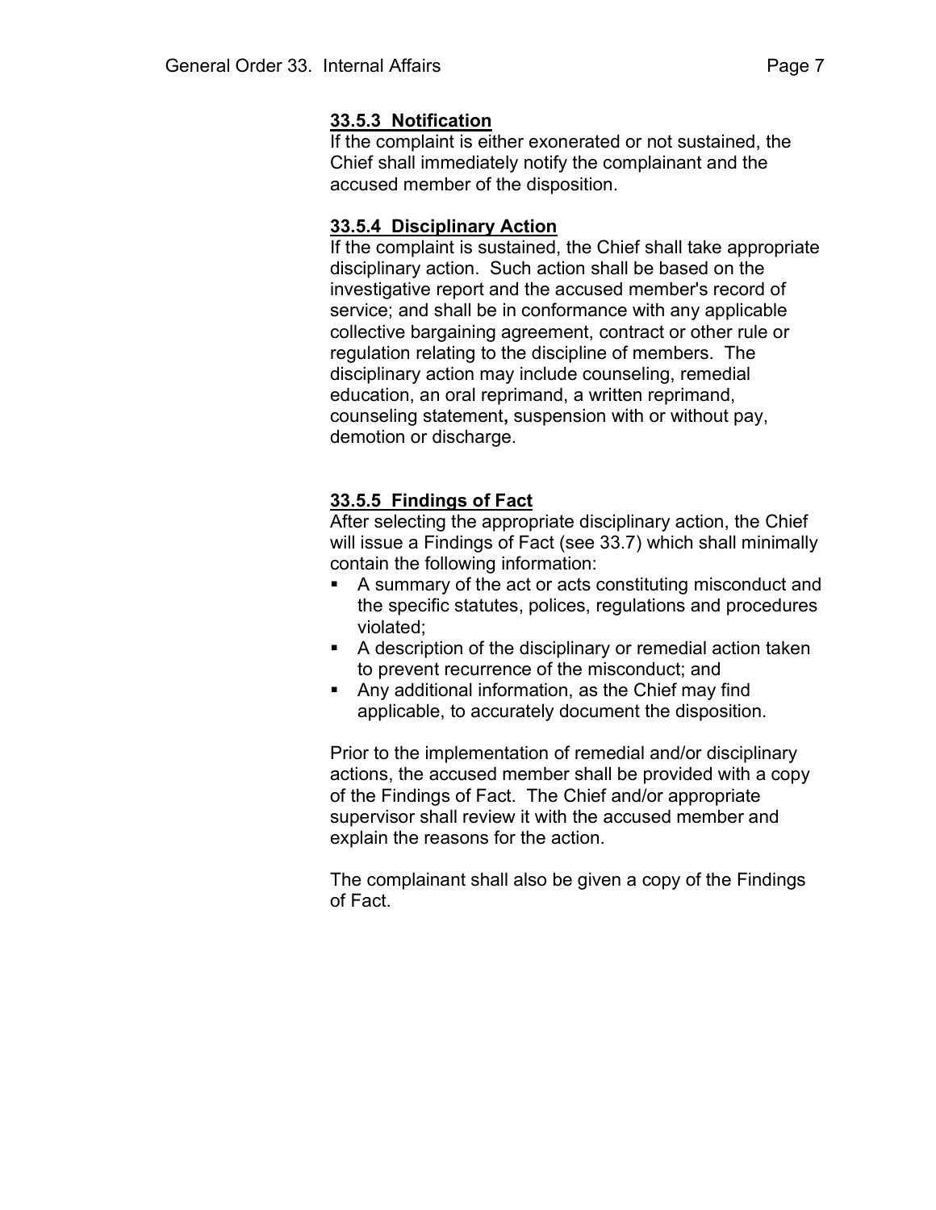### 33.5.3 Notification

If the complaint is either exonerated or not sustained, the Chief shall immediately notify the complainant and the accused member of the disposition.

### 33.5.4 Disciplinary Action

If the complaint is sustained, the Chief shall take appropriate disciplinary action. Such action shall be based on the investigative report and the accused member's record of service; and shall be in conformance with any applicable collective bargaining agreement, contract or other rule or regulation relating to the discipline of members. The disciplinary action may include counseling, remedial education, an oral reprimand, a written reprimand, counseling statement, suspension with or without pay, demotion or discharge.

### 33.5.5 Findings of Fact

After selecting the appropriate disciplinary action, the Chief will issue a Findings of Fact (see 33.7) which shall minimally contain the following information:

- A summary of the act or acts constituting misconduct and the specific statutes, polices, regulations and procedures violated;
- A description of the disciplinary or remedial action taken to prevent recurrence of the misconduct; and
- Any additional information, as the Chief may find applicable, to accurately document the disposition.

Prior to the implementation of remedial and/or disciplinary actions, the accused member shall be provided with a copy of the Findings of Fact. The Chief and/or appropriate supervisor shall review it with the accused member and explain the reasons for the action.

The complainant shall also be given a copy of the Findings of Fact.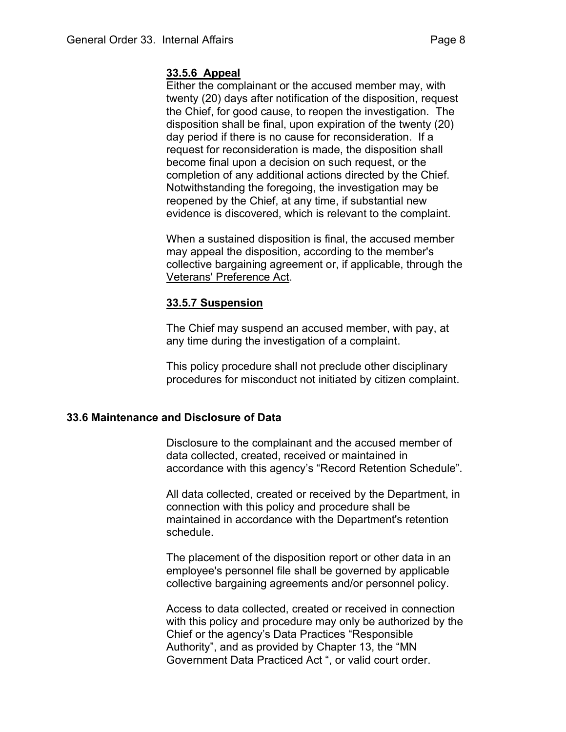### 33.5.6 Appeal

Either the complainant or the accused member may, with twenty (20) days after notification of the disposition, request the Chief, for good cause, to reopen the investigation. The disposition shall be final, upon expiration of the twenty (20) day period if there is no cause for reconsideration. If a request for reconsideration is made, the disposition shall become final upon a decision on such request, or the completion of any additional actions directed by the Chief. Notwithstanding the foregoing, the investigation may be reopened by the Chief, at any time, if substantial new evidence is discovered, which is relevant to the complaint.

When a sustained disposition is final, the accused member may appeal the disposition, according to the member's collective bargaining agreement or, if applicable, through the Veterans' Preference Act.

### 33.5.7 Suspension

The Chief may suspend an accused member, with pay, at any time during the investigation of a complaint.

This policy procedure shall not preclude other disciplinary procedures for misconduct not initiated by citizen complaint.

## 33.6 Maintenance and Disclosure of Data

Disclosure to the complainant and the accused member of data collected, created, received or maintained in accordance with this agency's "Record Retention Schedule".

All data collected, created or received by the Department, in connection with this policy and procedure shall be maintained in accordance with the Department's retention schedule.

The placement of the disposition report or other data in an employee's personnel file shall be governed by applicable collective bargaining agreements and/or personnel policy.

Access to data collected, created or received in connection with this policy and procedure may only be authorized by the Chief or the agency's Data Practices "Responsible Authority", and as provided by Chapter 13, the "MN Government Data Practiced Act ", or valid court order.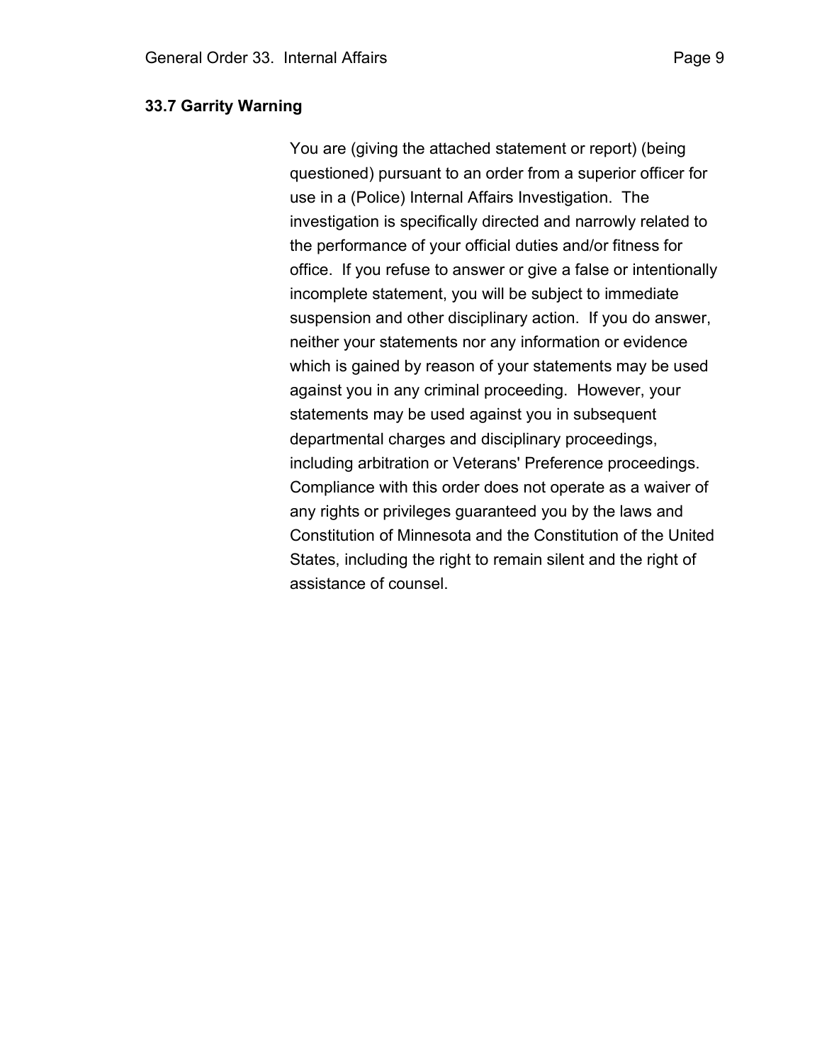## 33.7 Garrity Warning

You are (giving the attached statement or report) (being questioned) pursuant to an order from a superior officer for use in a (Police) Internal Affairs Investigation. The investigation is specifically directed and narrowly related to the performance of your official duties and/or fitness for office. If you refuse to answer or give a false or intentionally incomplete statement, you will be subject to immediate suspension and other disciplinary action. If you do answer, neither your statements nor any information or evidence which is gained by reason of your statements may be used against you in any criminal proceeding. However, your statements may be used against you in subsequent departmental charges and disciplinary proceedings, including arbitration or Veterans' Preference proceedings. Compliance with this order does not operate as a waiver of any rights or privileges guaranteed you by the laws and Constitution of Minnesota and the Constitution of the United States, including the right to remain silent and the right of assistance of counsel.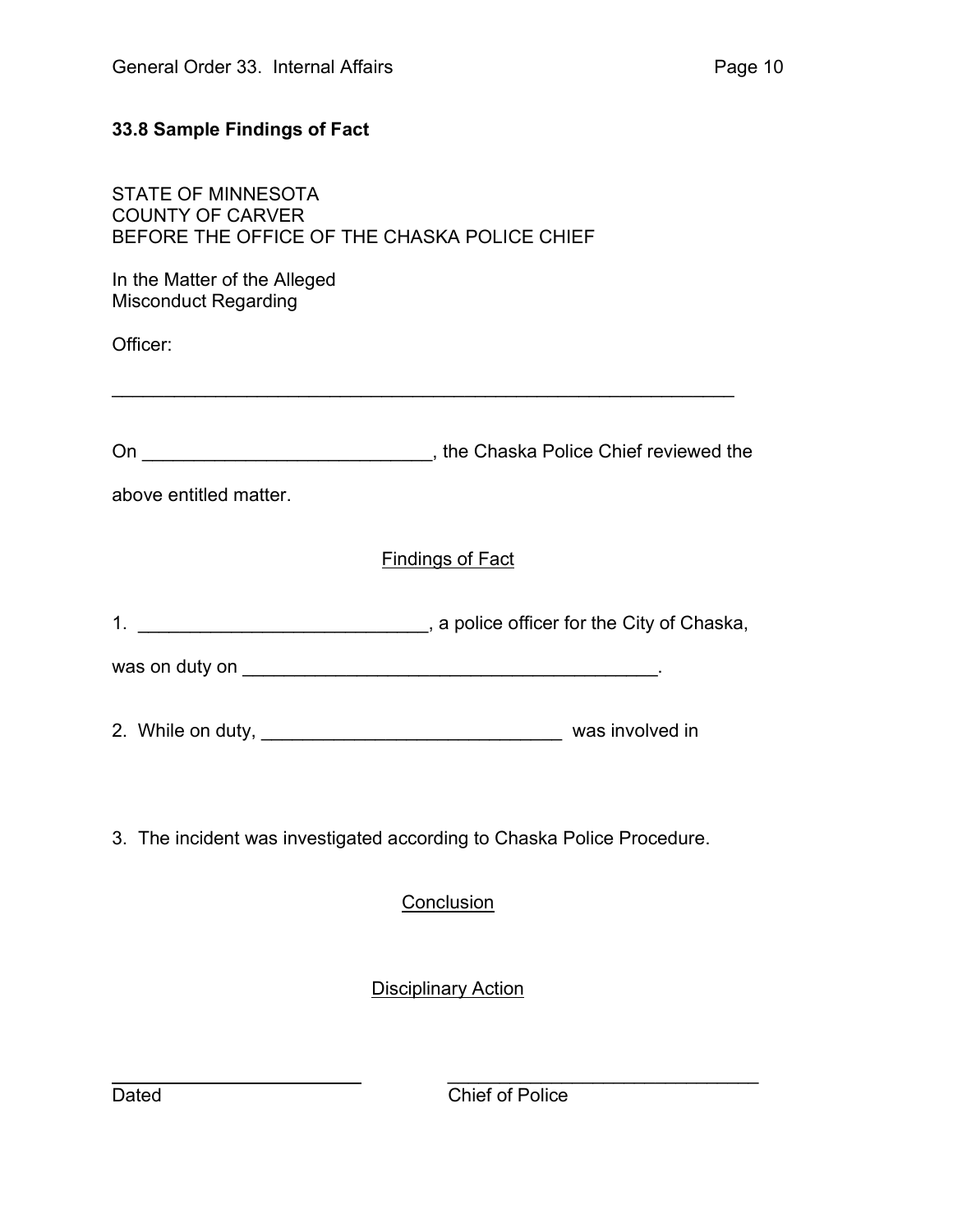### 33.8 Sample Findings of Fact

STATE OF MINNESOTA
COUNTY OF CARVER
BEFORE THE OFFICE OF THE CHASKA POLICE CHIEF

In the Matter of the Alleged
Misconduct Regarding

Officer:

_______________________________________________________________

On ____________________________, the Chaska Police Chief reviewed the above entitled matter.

<u>Findings of Fact</u>

1. ____________________________, a police officer for the City of Chaska, was on duty on ________________________________________.

2. While on duty, _____________________________ was involved in

3. The incident was investigated according to Chaska Police Procedure.

<u>Conclusion</u>

<u>Disciplinary Action</u>

_________________________ &nbsp;&nbsp;&nbsp;&nbsp;&nbsp;&nbsp;&nbsp;&nbsp; _______________________________
Dated &nbsp;&nbsp;&nbsp;&nbsp;&nbsp;&nbsp;&nbsp;&nbsp;&nbsp;&nbsp;&nbsp;&nbsp;&nbsp;&nbsp;&nbsp;&nbsp;&nbsp;&nbsp;&nbsp;&nbsp;&nbsp;&nbsp;&nbsp;&nbsp;&nbsp;&nbsp; Chief of Police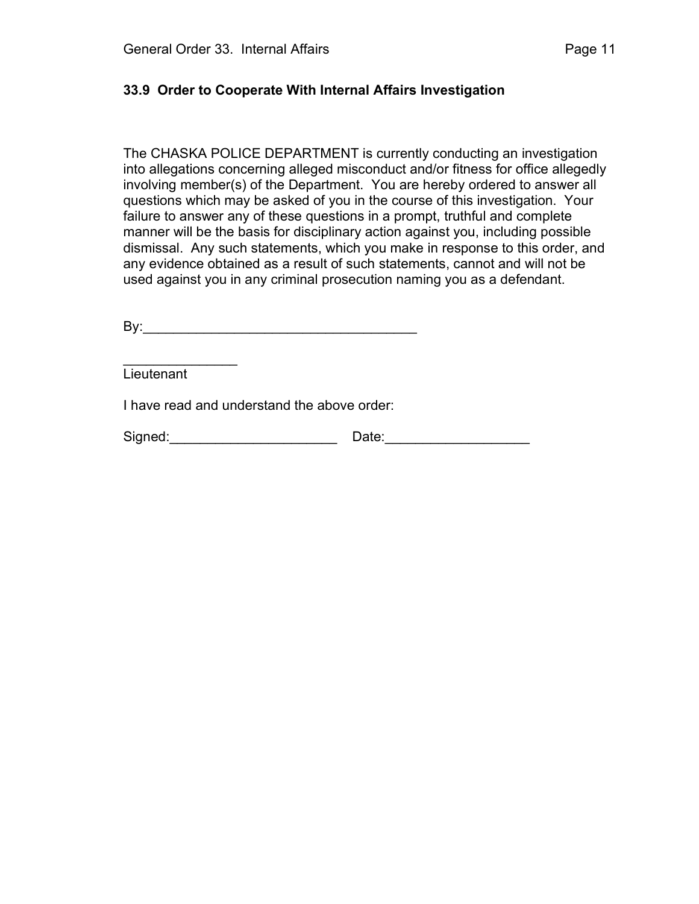### 33.9 Order to Cooperate With Internal Affairs Investigation

The CHASKA POLICE DEPARTMENT is currently conducting an investigation into allegations concerning alleged misconduct and/or fitness for office allegedly involving member(s) of the Department. You are hereby ordered to answer all questions which may be asked of you in the course of this investigation. Your failure to answer any of these questions in a prompt, truthful and complete manner will be the basis for disciplinary action against you, including possible dismissal. Any such statements, which you make in response to this order, and any evidence obtained as a result of such statements, cannot and will not be used against you in any criminal prosecution naming you as a defendant.

By:____________________________________

_______________
Lieutenant

I have read and understand the above order:

Signed:______________________ Date:___________________